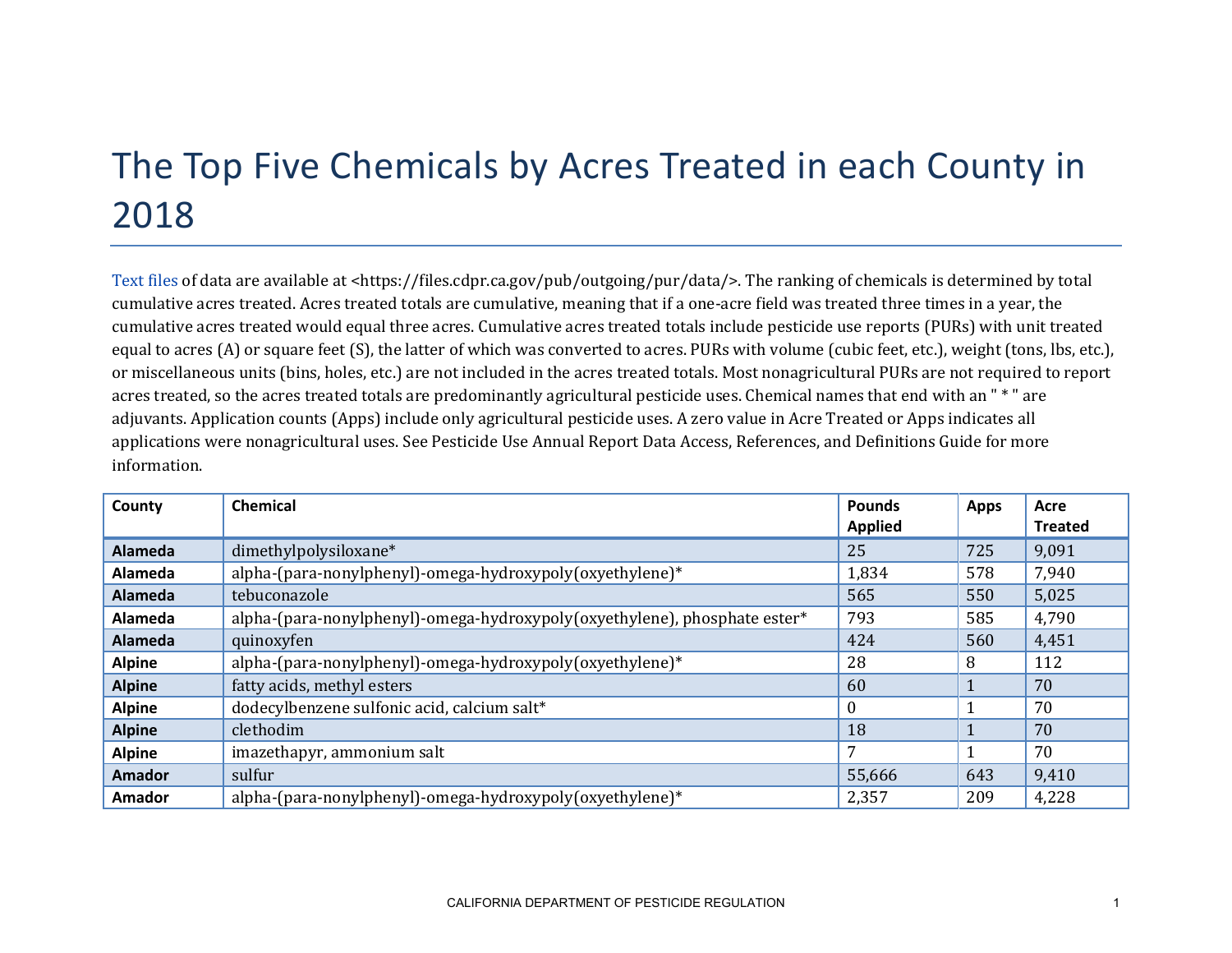# The Top Five Chemicals by Acres Treated in each County in 2018

Text files of data are available at <https://files.cdpr.ca.gov/pub/outgoing/pur/data/>. The ranking of chemicals is determined by total cumulative acres treated. Acres treated totals are cumulative, meaning that if a one-acre field was treated three times in a year, the cumulative acres treated would equal three acres. Cumulative acres treated totals include pesticide use reports (PURs) with unit treated equal to acres (A) or square feet (S), the latter of which was converted to acres. PURs with volume (cubic feet, etc.), weight (tons, lbs, etc.), or miscellaneous units (bins, holes, etc.) are not included in the acres treated totals. Most nonagricultural PURs are not required to report acres treated, so the acres treated totals are predominantly agricultural pesticide uses. Chemical names that end with an " * " are adjuvants. Application counts (Apps) include only agricultural pesticide uses. A zero value in Acre Treated or Apps indicates all applications were nonagricultural uses. See Pesticide Use Annual Report Data Access, References, and Definitions Guide for more information.

| County | Chemical | Pounds Applied | Apps | Acre Treated |
|---|---|---|---|---|
| **Alameda** | dimethylpolysiloxane* | 25 | 725 | 9,091 |
| **Alameda** | alpha-(para-nonylphenyl)-omega-hydroxypoly(oxyethylene)* | 1,834 | 578 | 7,940 |
| **Alameda** | tebuconazole | 565 | 550 | 5,025 |
| **Alameda** | alpha-(para-nonylphenyl)-omega-hydroxypoly(oxyethylene), phosphate ester* | 793 | 585 | 4,790 |
| **Alameda** | quinoxyfen | 424 | 560 | 4,451 |
| **Alpine** | alpha-(para-nonylphenyl)-omega-hydroxypoly(oxyethylene)* | 28 | 8 | 112 |
| **Alpine** | fatty acids, methyl esters | 60 | 1 | 70 |
| **Alpine** | dodecylbenzene sulfonic acid, calcium salt* | 0 | 1 | 70 |
| **Alpine** | clethodim | 18 | 1 | 70 |
| **Alpine** | imazethapyr, ammonium salt | 7 | 1 | 70 |
| **Amador** | sulfur | 55,666 | 643 | 9,410 |
| **Amador** | alpha-(para-nonylphenyl)-omega-hydroxypoly(oxyethylene)* | 2,357 | 209 | 4,228 |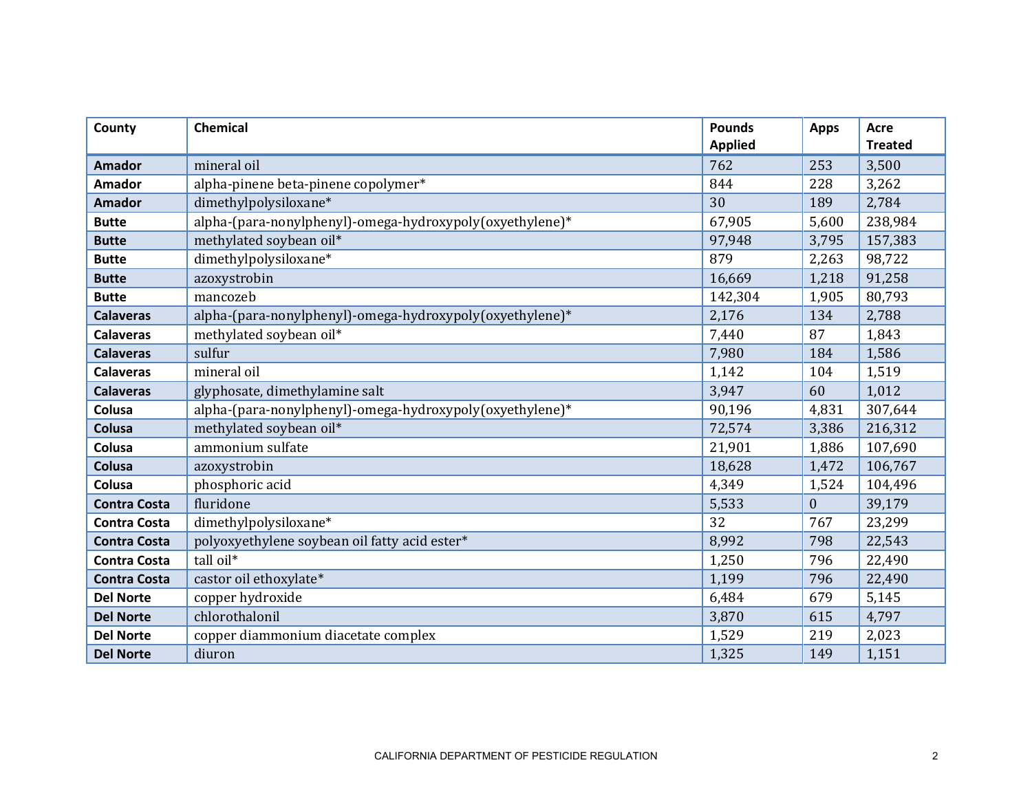| County | Chemical | Pounds Applied | Apps | Acre Treated |
|---|---|---|---|---|
| **Amador** | mineral oil | 762 | 253 | 3,500 |
| **Amador** | alpha-pinene beta-pinene copolymer* | 844 | 228 | 3,262 |
| **Amador** | dimethylpolysiloxane* | 30 | 189 | 2,784 |
| **Butte** | alpha-(para-nonylphenyl)-omega-hydroxypoly(oxyethylene)* | 67,905 | 5,600 | 238,984 |
| **Butte** | methylated soybean oil* | 97,948 | 3,795 | 157,383 |
| **Butte** | dimethylpolysiloxane* | 879 | 2,263 | 98,722 |
| **Butte** | azoxystrobin | 16,669 | 1,218 | 91,258 |
| **Butte** | mancozeb | 142,304 | 1,905 | 80,793 |
| **Calaveras** | alpha-(para-nonylphenyl)-omega-hydroxypoly(oxyethylene)* | 2,176 | 134 | 2,788 |
| **Calaveras** | methylated soybean oil* | 7,440 | 87 | 1,843 |
| **Calaveras** | sulfur | 7,980 | 184 | 1,586 |
| **Calaveras** | mineral oil | 1,142 | 104 | 1,519 |
| **Calaveras** | glyphosate, dimethylamine salt | 3,947 | 60 | 1,012 |
| **Colusa** | alpha-(para-nonylphenyl)-omega-hydroxypoly(oxyethylene)* | 90,196 | 4,831 | 307,644 |
| **Colusa** | methylated soybean oil* | 72,574 | 3,386 | 216,312 |
| **Colusa** | ammonium sulfate | 21,901 | 1,886 | 107,690 |
| **Colusa** | azoxystrobin | 18,628 | 1,472 | 106,767 |
| **Colusa** | phosphoric acid | 4,349 | 1,524 | 104,496 |
| **Contra Costa** | fluridone | 5,533 | 0 | 39,179 |
| **Contra Costa** | dimethylpolysiloxane* | 32 | 767 | 23,299 |
| **Contra Costa** | polyoxyethylene soybean oil fatty acid ester* | 8,992 | 798 | 22,543 |
| **Contra Costa** | tall oil* | 1,250 | 796 | 22,490 |
| **Contra Costa** | castor oil ethoxylate* | 1,199 | 796 | 22,490 |
| **Del Norte** | copper hydroxide | 6,484 | 679 | 5,145 |
| **Del Norte** | chlorothalonil | 3,870 | 615 | 4,797 |
| **Del Norte** | copper diammonium diacetate complex | 1,529 | 219 | 2,023 |
| **Del Norte** | diuron | 1,325 | 149 | 1,151 |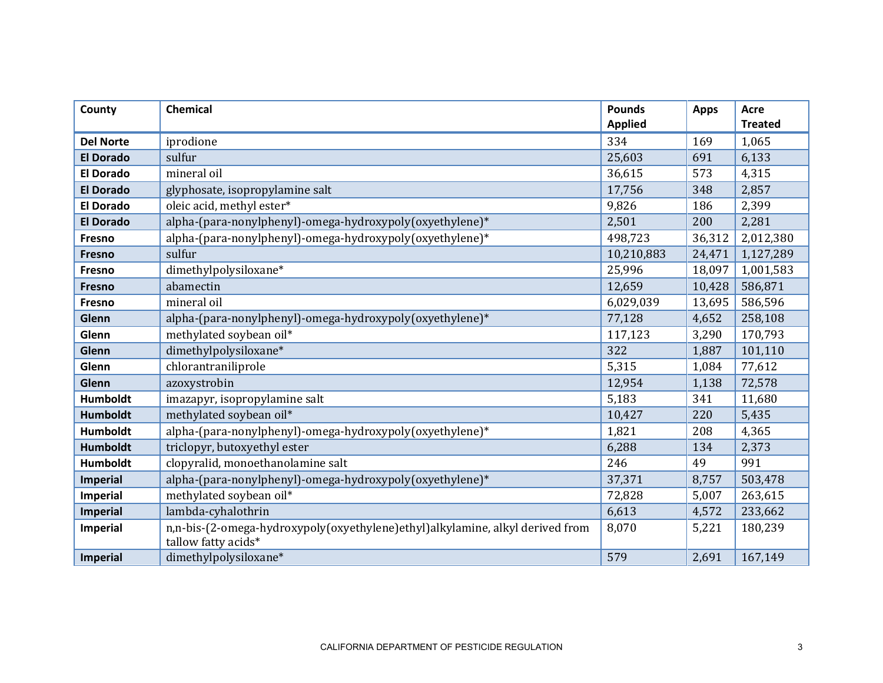| County | Chemical | Pounds Applied | Apps | Acre Treated |
| --- | --- | --- | --- | --- |
| **Del Norte** | iprodione | 334 | 169 | 1,065 |
| **El Dorado** | sulfur | 25,603 | 691 | 6,133 |
| **El Dorado** | mineral oil | 36,615 | 573 | 4,315 |
| **El Dorado** | glyphosate, isopropylamine salt | 17,756 | 348 | 2,857 |
| **El Dorado** | oleic acid, methyl ester* | 9,826 | 186 | 2,399 |
| **El Dorado** | alpha-(para-nonylphenyl)-omega-hydroxypoly(oxyethylene)* | 2,501 | 200 | 2,281 |
| **Fresno** | alpha-(para-nonylphenyl)-omega-hydroxypoly(oxyethylene)* | 498,723 | 36,312 | 2,012,380 |
| **Fresno** | sulfur | 10,210,883 | 24,471 | 1,127,289 |
| **Fresno** | dimethylpolysiloxane* | 25,996 | 18,097 | 1,001,583 |
| **Fresno** | abamectin | 12,659 | 10,428 | 586,871 |
| **Fresno** | mineral oil | 6,029,039 | 13,695 | 586,596 |
| **Glenn** | alpha-(para-nonylphenyl)-omega-hydroxypoly(oxyethylene)* | 77,128 | 4,652 | 258,108 |
| **Glenn** | methylated soybean oil* | 117,123 | 3,290 | 170,793 |
| **Glenn** | dimethylpolysiloxane* | 322 | 1,887 | 101,110 |
| **Glenn** | chlorantraniliprole | 5,315 | 1,084 | 77,612 |
| **Glenn** | azoxystrobin | 12,954 | 1,138 | 72,578 |
| **Humboldt** | imazapyr, isopropylamine salt | 5,183 | 341 | 11,680 |
| **Humboldt** | methylated soybean oil* | 10,427 | 220 | 5,435 |
| **Humboldt** | alpha-(para-nonylphenyl)-omega-hydroxypoly(oxyethylene)* | 1,821 | 208 | 4,365 |
| **Humboldt** | triclopyr, butoxyethyl ester | 6,288 | 134 | 2,373 |
| **Humboldt** | clopyralid, monoethanolamine salt | 246 | 49 | 991 |
| **Imperial** | alpha-(para-nonylphenyl)-omega-hydroxypoly(oxyethylene)* | 37,371 | 8,757 | 503,478 |
| **Imperial** | methylated soybean oil* | 72,828 | 5,007 | 263,615 |
| **Imperial** | lambda-cyhalothrin | 6,613 | 4,572 | 233,662 |
| **Imperial** | n,n-bis-(2-omega-hydroxypoly(oxyethylene)ethyl)alkylamine, alkyl derived from tallow fatty acids* | 8,070 | 5,221 | 180,239 |
| **Imperial** | dimethylpolysiloxane* | 579 | 2,691 | 167,149 |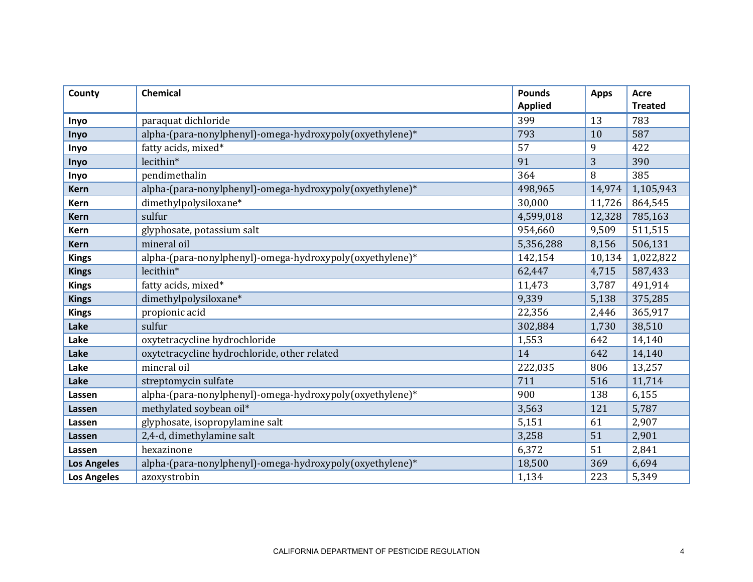| County | Chemical | Pounds Applied | Apps | Acre Treated |
|---|---|---|---|---|
| **Inyo** | paraquat dichloride | 399 | 13 | 783 |
| **Inyo** | alpha-(para-nonylphenyl)-omega-hydroxypoly(oxyethylene)* | 793 | 10 | 587 |
| **Inyo** | fatty acids, mixed* | 57 | 9 | 422 |
| **Inyo** | lecithin* | 91 | 3 | 390 |
| **Inyo** | pendimethalin | 364 | 8 | 385 |
| **Kern** | alpha-(para-nonylphenyl)-omega-hydroxypoly(oxyethylene)* | 498,965 | 14,974 | 1,105,943 |
| **Kern** | dimethylpolysiloxane* | 30,000 | 11,726 | 864,545 |
| **Kern** | sulfur | 4,599,018 | 12,328 | 785,163 |
| **Kern** | glyphosate, potassium salt | 954,660 | 9,509 | 511,515 |
| **Kern** | mineral oil | 5,356,288 | 8,156 | 506,131 |
| **Kings** | alpha-(para-nonylphenyl)-omega-hydroxypoly(oxyethylene)* | 142,154 | 10,134 | 1,022,822 |
| **Kings** | lecithin* | 62,447 | 4,715 | 587,433 |
| **Kings** | fatty acids, mixed* | 11,473 | 3,787 | 491,914 |
| **Kings** | dimethylpolysiloxane* | 9,339 | 5,138 | 375,285 |
| **Kings** | propionic acid | 22,356 | 2,446 | 365,917 |
| **Lake** | sulfur | 302,884 | 1,730 | 38,510 |
| **Lake** | oxytetracycline hydrochloride | 1,553 | 642 | 14,140 |
| **Lake** | oxytetracycline hydrochloride, other related | 14 | 642 | 14,140 |
| **Lake** | mineral oil | 222,035 | 806 | 13,257 |
| **Lake** | streptomycin sulfate | 711 | 516 | 11,714 |
| **Lassen** | alpha-(para-nonylphenyl)-omega-hydroxypoly(oxyethylene)* | 900 | 138 | 6,155 |
| **Lassen** | methylated soybean oil* | 3,563 | 121 | 5,787 |
| **Lassen** | glyphosate, isopropylamine salt | 5,151 | 61 | 2,907 |
| **Lassen** | 2,4-d, dimethylamine salt | 3,258 | 51 | 2,901 |
| **Lassen** | hexazinone | 6,372 | 51 | 2,841 |
| **Los Angeles** | alpha-(para-nonylphenyl)-omega-hydroxypoly(oxyethylene)* | 18,500 | 369 | 6,694 |
| **Los Angeles** | azoxystrobin | 1,134 | 223 | 5,349 |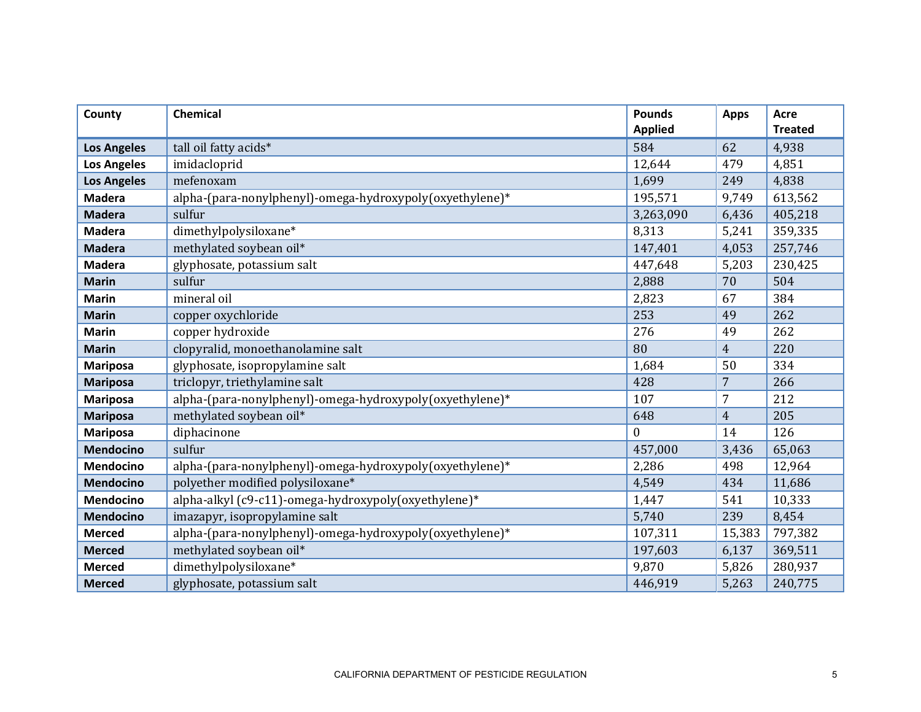| County | Chemical | Pounds Applied | Apps | Acre Treated |
|---|---|---|---|---|
| **Los Angeles** | tall oil fatty acids* | 584 | 62 | 4,938 |
| **Los Angeles** | imidacloprid | 12,644 | 479 | 4,851 |
| **Los Angeles** | mefenoxam | 1,699 | 249 | 4,838 |
| **Madera** | alpha-(para-nonylphenyl)-omega-hydroxypoly(oxyethylene)* | 195,571 | 9,749 | 613,562 |
| **Madera** | sulfur | 3,263,090 | 6,436 | 405,218 |
| **Madera** | dimethylpolysiloxane* | 8,313 | 5,241 | 359,335 |
| **Madera** | methylated soybean oil* | 147,401 | 4,053 | 257,746 |
| **Madera** | glyphosate, potassium salt | 447,648 | 5,203 | 230,425 |
| **Marin** | sulfur | 2,888 | 70 | 504 |
| **Marin** | mineral oil | 2,823 | 67 | 384 |
| **Marin** | copper oxychloride | 253 | 49 | 262 |
| **Marin** | copper hydroxide | 276 | 49 | 262 |
| **Marin** | clopyralid, monoethanolamine salt | 80 | 4 | 220 |
| **Mariposa** | glyphosate, isopropylamine salt | 1,684 | 50 | 334 |
| **Mariposa** | triclopyr, triethylamine salt | 428 | 7 | 266 |
| **Mariposa** | alpha-(para-nonylphenyl)-omega-hydroxypoly(oxyethylene)* | 107 | 7 | 212 |
| **Mariposa** | methylated soybean oil* | 648 | 4 | 205 |
| **Mariposa** | diphacinone | 0 | 14 | 126 |
| **Mendocino** | sulfur | 457,000 | 3,436 | 65,063 |
| **Mendocino** | alpha-(para-nonylphenyl)-omega-hydroxypoly(oxyethylene)* | 2,286 | 498 | 12,964 |
| **Mendocino** | polyether modified polysiloxane* | 4,549 | 434 | 11,686 |
| **Mendocino** | alpha-alkyl (c9-c11)-omega-hydroxypoly(oxyethylene)* | 1,447 | 541 | 10,333 |
| **Mendocino** | imazapyr, isopropylamine salt | 5,740 | 239 | 8,454 |
| **Merced** | alpha-(para-nonylphenyl)-omega-hydroxypoly(oxyethylene)* | 107,311 | 15,383 | 797,382 |
| **Merced** | methylated soybean oil* | 197,603 | 6,137 | 369,511 |
| **Merced** | dimethylpolysiloxane* | 9,870 | 5,826 | 280,937 |
| **Merced** | glyphosate, potassium salt | 446,919 | 5,263 | 240,775 |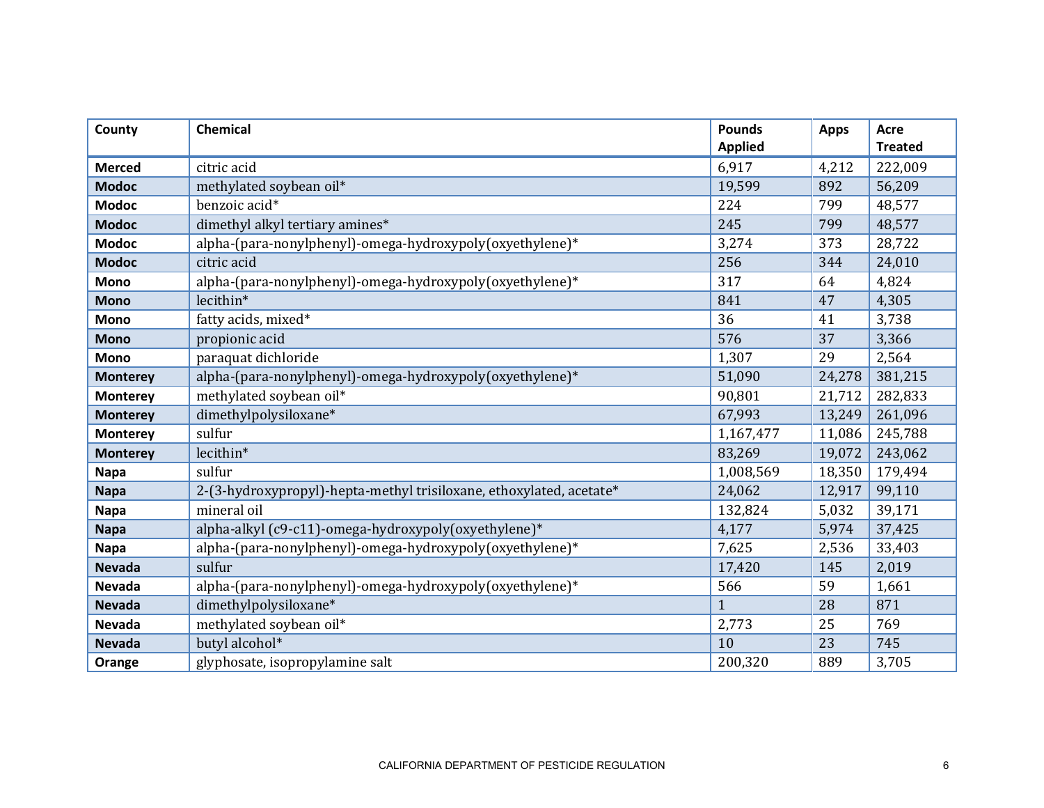| County | Chemical | Pounds Applied | Apps | Acre Treated |
|---|---|---|---|---|
| **Merced** | citric acid | 6,917 | 4,212 | 222,009 |
| **Modoc** | methylated soybean oil* | 19,599 | 892 | 56,209 |
| **Modoc** | benzoic acid* | 224 | 799 | 48,577 |
| **Modoc** | dimethyl alkyl tertiary amines* | 245 | 799 | 48,577 |
| **Modoc** | alpha-(para-nonylphenyl)-omega-hydroxypoly(oxyethylene)* | 3,274 | 373 | 28,722 |
| **Modoc** | citric acid | 256 | 344 | 24,010 |
| **Mono** | alpha-(para-nonylphenyl)-omega-hydroxypoly(oxyethylene)* | 317 | 64 | 4,824 |
| **Mono** | lecithin* | 841 | 47 | 4,305 |
| **Mono** | fatty acids, mixed* | 36 | 41 | 3,738 |
| **Mono** | propionic acid | 576 | 37 | 3,366 |
| **Mono** | paraquat dichloride | 1,307 | 29 | 2,564 |
| **Monterey** | alpha-(para-nonylphenyl)-omega-hydroxypoly(oxyethylene)* | 51,090 | 24,278 | 381,215 |
| **Monterey** | methylated soybean oil* | 90,801 | 21,712 | 282,833 |
| **Monterey** | dimethylpolysiloxane* | 67,993 | 13,249 | 261,096 |
| **Monterey** | sulfur | 1,167,477 | 11,086 | 245,788 |
| **Monterey** | lecithin* | 83,269 | 19,072 | 243,062 |
| **Napa** | sulfur | 1,008,569 | 18,350 | 179,494 |
| **Napa** | 2-(3-hydroxypropyl)-hepta-methyl trisiloxane, ethoxylated, acetate* | 24,062 | 12,917 | 99,110 |
| **Napa** | mineral oil | 132,824 | 5,032 | 39,171 |
| **Napa** | alpha-alkyl (c9-c11)-omega-hydroxypoly(oxyethylene)* | 4,177 | 5,974 | 37,425 |
| **Napa** | alpha-(para-nonylphenyl)-omega-hydroxypoly(oxyethylene)* | 7,625 | 2,536 | 33,403 |
| **Nevada** | sulfur | 17,420 | 145 | 2,019 |
| **Nevada** | alpha-(para-nonylphenyl)-omega-hydroxypoly(oxyethylene)* | 566 | 59 | 1,661 |
| **Nevada** | dimethylpolysiloxane* | 1 | 28 | 871 |
| **Nevada** | methylated soybean oil* | 2,773 | 25 | 769 |
| **Nevada** | butyl alcohol* | 10 | 23 | 745 |
| **Orange** | glyphosate, isopropylamine salt | 200,320 | 889 | 3,705 |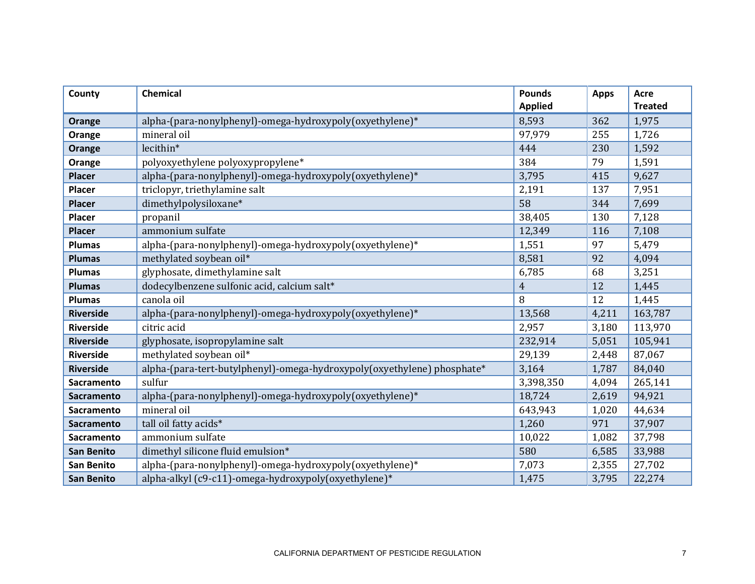| County | Chemical | Pounds Applied | Apps | Acre Treated |
|---|---|---|---|---|
| **Orange** | alpha-(para-nonylphenyl)-omega-hydroxypoly(oxyethylene)* | 8,593 | 362 | 1,975 |
| **Orange** | mineral oil | 97,979 | 255 | 1,726 |
| **Orange** | lecithin* | 444 | 230 | 1,592 |
| **Orange** | polyoxyethylene polyoxypropylene* | 384 | 79 | 1,591 |
| **Placer** | alpha-(para-nonylphenyl)-omega-hydroxypoly(oxyethylene)* | 3,795 | 415 | 9,627 |
| **Placer** | triclopyr, triethylamine salt | 2,191 | 137 | 7,951 |
| **Placer** | dimethylpolysiloxane* | 58 | 344 | 7,699 |
| **Placer** | propanil | 38,405 | 130 | 7,128 |
| **Placer** | ammonium sulfate | 12,349 | 116 | 7,108 |
| **Plumas** | alpha-(para-nonylphenyl)-omega-hydroxypoly(oxyethylene)* | 1,551 | 97 | 5,479 |
| **Plumas** | methylated soybean oil* | 8,581 | 92 | 4,094 |
| **Plumas** | glyphosate, dimethylamine salt | 6,785 | 68 | 3,251 |
| **Plumas** | dodecylbenzene sulfonic acid, calcium salt* | 4 | 12 | 1,445 |
| **Plumas** | canola oil | 8 | 12 | 1,445 |
| **Riverside** | alpha-(para-nonylphenyl)-omega-hydroxypoly(oxyethylene)* | 13,568 | 4,211 | 163,787 |
| **Riverside** | citric acid | 2,957 | 3,180 | 113,970 |
| **Riverside** | glyphosate, isopropylamine salt | 232,914 | 5,051 | 105,941 |
| **Riverside** | methylated soybean oil* | 29,139 | 2,448 | 87,067 |
| **Riverside** | alpha-(para-tert-butylphenyl)-omega-hydroxypoly(oxyethylene) phosphate* | 3,164 | 1,787 | 84,040 |
| **Sacramento** | sulfur | 3,398,350 | 4,094 | 265,141 |
| **Sacramento** | alpha-(para-nonylphenyl)-omega-hydroxypoly(oxyethylene)* | 18,724 | 2,619 | 94,921 |
| **Sacramento** | mineral oil | 643,943 | 1,020 | 44,634 |
| **Sacramento** | tall oil fatty acids* | 1,260 | 971 | 37,907 |
| **Sacramento** | ammonium sulfate | 10,022 | 1,082 | 37,798 |
| **San Benito** | dimethyl silicone fluid emulsion* | 580 | 6,585 | 33,988 |
| **San Benito** | alpha-(para-nonylphenyl)-omega-hydroxypoly(oxyethylene)* | 7,073 | 2,355 | 27,702 |
| **San Benito** | alpha-alkyl (c9-c11)-omega-hydroxypoly(oxyethylene)* | 1,475 | 3,795 | 22,274 |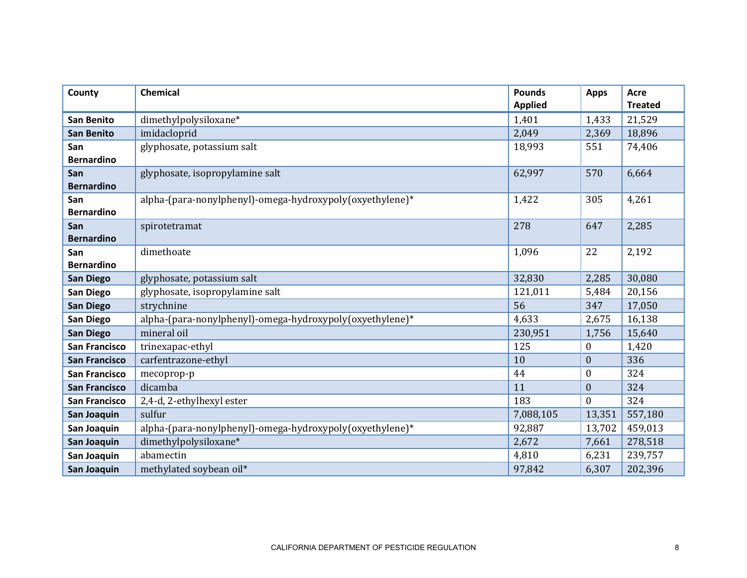| County | Chemical | Pounds Applied | Apps | Acre Treated |
|---|---|---|---|---|
| **San Benito** | dimethylpolysiloxane* | 1,401 | 1,433 | 21,529 |
| **San Benito** | imidacloprid | 2,049 | 2,369 | 18,896 |
| **San Bernardino** | glyphosate, potassium salt | 18,993 | 551 | 74,406 |
| **San Bernardino** | glyphosate, isopropylamine salt | 62,997 | 570 | 6,664 |
| **San Bernardino** | alpha-(para-nonylphenyl)-omega-hydroxypoly(oxyethylene)* | 1,422 | 305 | 4,261 |
| **San Bernardino** | spirotetramat | 278 | 647 | 2,285 |
| **San Bernardino** | dimethoate | 1,096 | 22 | 2,192 |
| **San Diego** | glyphosate, potassium salt | 32,830 | 2,285 | 30,080 |
| **San Diego** | glyphosate, isopropylamine salt | 121,011 | 5,484 | 20,156 |
| **San Diego** | strychnine | 56 | 347 | 17,050 |
| **San Diego** | alpha-(para-nonylphenyl)-omega-hydroxypoly(oxyethylene)* | 4,633 | 2,675 | 16,138 |
| **San Diego** | mineral oil | 230,951 | 1,756 | 15,640 |
| **San Francisco** | trinexapac-ethyl | 125 | 0 | 1,420 |
| **San Francisco** | carfentrazone-ethyl | 10 | 0 | 336 |
| **San Francisco** | mecoprop-p | 44 | 0 | 324 |
| **San Francisco** | dicamba | 11 | 0 | 324 |
| **San Francisco** | 2,4-d, 2-ethylhexyl ester | 183 | 0 | 324 |
| **San Joaquin** | sulfur | 7,088,105 | 13,351 | 557,180 |
| **San Joaquin** | alpha-(para-nonylphenyl)-omega-hydroxypoly(oxyethylene)* | 92,887 | 13,702 | 459,013 |
| **San Joaquin** | dimethylpolysiloxane* | 2,672 | 7,661 | 278,518 |
| **San Joaquin** | abamectin | 4,810 | 6,231 | 239,757 |
| **San Joaquin** | methylated soybean oil* | 97,842 | 6,307 | 202,396 |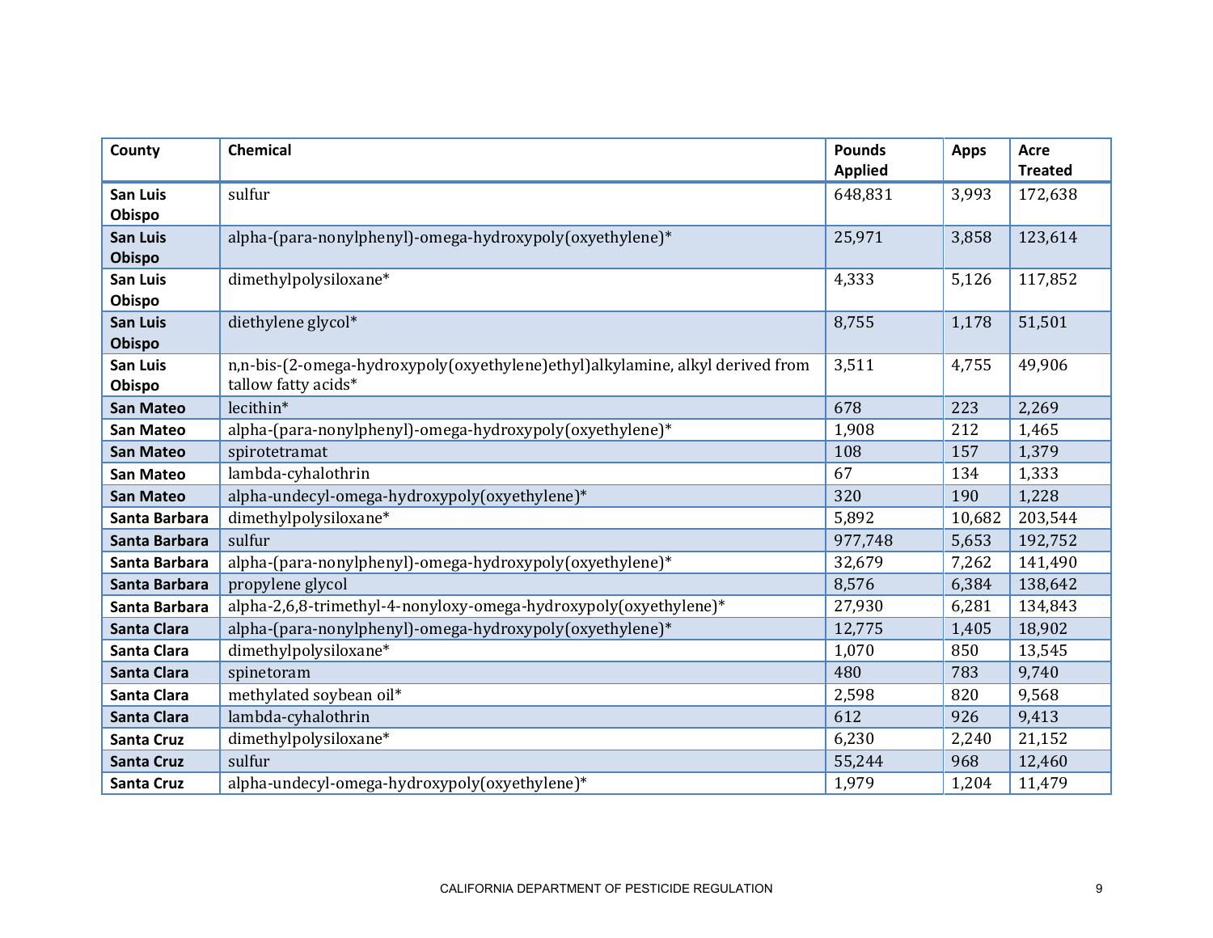| County | Chemical | Pounds Applied | Apps | Acre Treated |
|---|---|---|---|---|
| San Luis Obispo | sulfur | 648,831 | 3,993 | 172,638 |
| San Luis Obispo | alpha-(para-nonylphenyl)-omega-hydroxypoly(oxyethylene)* | 25,971 | 3,858 | 123,614 |
| San Luis Obispo | dimethylpolysiloxane* | 4,333 | 5,126 | 117,852 |
| San Luis Obispo | diethylene glycol* | 8,755 | 1,178 | 51,501 |
| San Luis Obispo | n,n-bis-(2-omega-hydroxypoly(oxyethylene)ethyl)alkylamine, alkyl derived from tallow fatty acids* | 3,511 | 4,755 | 49,906 |
| San Mateo | lecithin* | 678 | 223 | 2,269 |
| San Mateo | alpha-(para-nonylphenyl)-omega-hydroxypoly(oxyethylene)* | 1,908 | 212 | 1,465 |
| San Mateo | spirotetramat | 108 | 157 | 1,379 |
| San Mateo | lambda-cyhalothrin | 67 | 134 | 1,333 |
| San Mateo | alpha-undecyl-omega-hydroxypoly(oxyethylene)* | 320 | 190 | 1,228 |
| Santa Barbara | dimethylpolysiloxane* | 5,892 | 10,682 | 203,544 |
| Santa Barbara | sulfur | 977,748 | 5,653 | 192,752 |
| Santa Barbara | alpha-(para-nonylphenyl)-omega-hydroxypoly(oxyethylene)* | 32,679 | 7,262 | 141,490 |
| Santa Barbara | propylene glycol | 8,576 | 6,384 | 138,642 |
| Santa Barbara | alpha-2,6,8-trimethyl-4-nonyloxy-omega-hydroxypoly(oxyethylene)* | 27,930 | 6,281 | 134,843 |
| Santa Clara | alpha-(para-nonylphenyl)-omega-hydroxypoly(oxyethylene)* | 12,775 | 1,405 | 18,902 |
| Santa Clara | dimethylpolysiloxane* | 1,070 | 850 | 13,545 |
| Santa Clara | spinetoram | 480 | 783 | 9,740 |
| Santa Clara | methylated soybean oil* | 2,598 | 820 | 9,568 |
| Santa Clara | lambda-cyhalothrin | 612 | 926 | 9,413 |
| Santa Cruz | dimethylpolysiloxane* | 6,230 | 2,240 | 21,152 |
| Santa Cruz | sulfur | 55,244 | 968 | 12,460 |
| Santa Cruz | alpha-undecyl-omega-hydroxypoly(oxyethylene)* | 1,979 | 1,204 | 11,479 |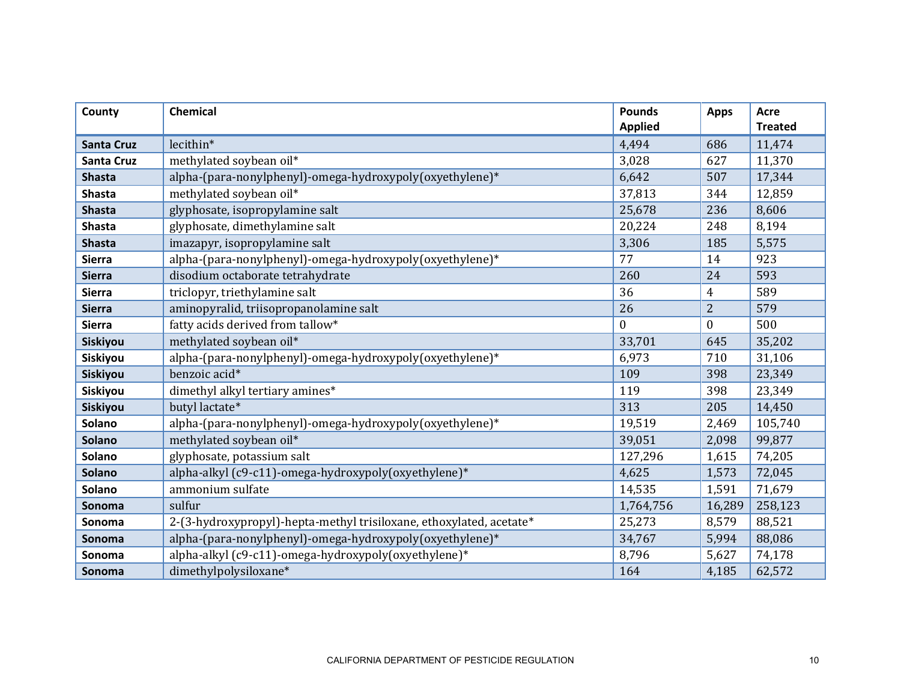| County | Chemical | Pounds Applied | Apps | Acre Treated |
|---|---|---|---|---|
| **Santa Cruz** | lecithin* | 4,494 | 686 | 11,474 |
| **Santa Cruz** | methylated soybean oil* | 3,028 | 627 | 11,370 |
| **Shasta** | alpha-(para-nonylphenyl)-omega-hydroxypoly(oxyethylene)* | 6,642 | 507 | 17,344 |
| **Shasta** | methylated soybean oil* | 37,813 | 344 | 12,859 |
| **Shasta** | glyphosate, isopropylamine salt | 25,678 | 236 | 8,606 |
| **Shasta** | glyphosate, dimethylamine salt | 20,224 | 248 | 8,194 |
| **Shasta** | imazapyr, isopropylamine salt | 3,306 | 185 | 5,575 |
| **Sierra** | alpha-(para-nonylphenyl)-omega-hydroxypoly(oxyethylene)* | 77 | 14 | 923 |
| **Sierra** | disodium octaborate tetrahydrate | 260 | 24 | 593 |
| **Sierra** | triclopyr, triethylamine salt | 36 | 4 | 589 |
| **Sierra** | aminopyralid, triisopropanolamine salt | 26 | 2 | 579 |
| **Sierra** | fatty acids derived from tallow* | 0 | 0 | 500 |
| **Siskiyou** | methylated soybean oil* | 33,701 | 645 | 35,202 |
| **Siskiyou** | alpha-(para-nonylphenyl)-omega-hydroxypoly(oxyethylene)* | 6,973 | 710 | 31,106 |
| **Siskiyou** | benzoic acid* | 109 | 398 | 23,349 |
| **Siskiyou** | dimethyl alkyl tertiary amines* | 119 | 398 | 23,349 |
| **Siskiyou** | butyl lactate* | 313 | 205 | 14,450 |
| **Solano** | alpha-(para-nonylphenyl)-omega-hydroxypoly(oxyethylene)* | 19,519 | 2,469 | 105,740 |
| **Solano** | methylated soybean oil* | 39,051 | 2,098 | 99,877 |
| **Solano** | glyphosate, potassium salt | 127,296 | 1,615 | 74,205 |
| **Solano** | alpha-alkyl (c9-c11)-omega-hydroxypoly(oxyethylene)* | 4,625 | 1,573 | 72,045 |
| **Solano** | ammonium sulfate | 14,535 | 1,591 | 71,679 |
| **Sonoma** | sulfur | 1,764,756 | 16,289 | 258,123 |
| **Sonoma** | 2-(3-hydroxypropyl)-hepta-methyl trisiloxane, ethoxylated, acetate* | 25,273 | 8,579 | 88,521 |
| **Sonoma** | alpha-(para-nonylphenyl)-omega-hydroxypoly(oxyethylene)* | 34,767 | 5,994 | 88,086 |
| **Sonoma** | alpha-alkyl (c9-c11)-omega-hydroxypoly(oxyethylene)* | 8,796 | 5,627 | 74,178 |
| **Sonoma** | dimethylpolysiloxane* | 164 | 4,185 | 62,572 |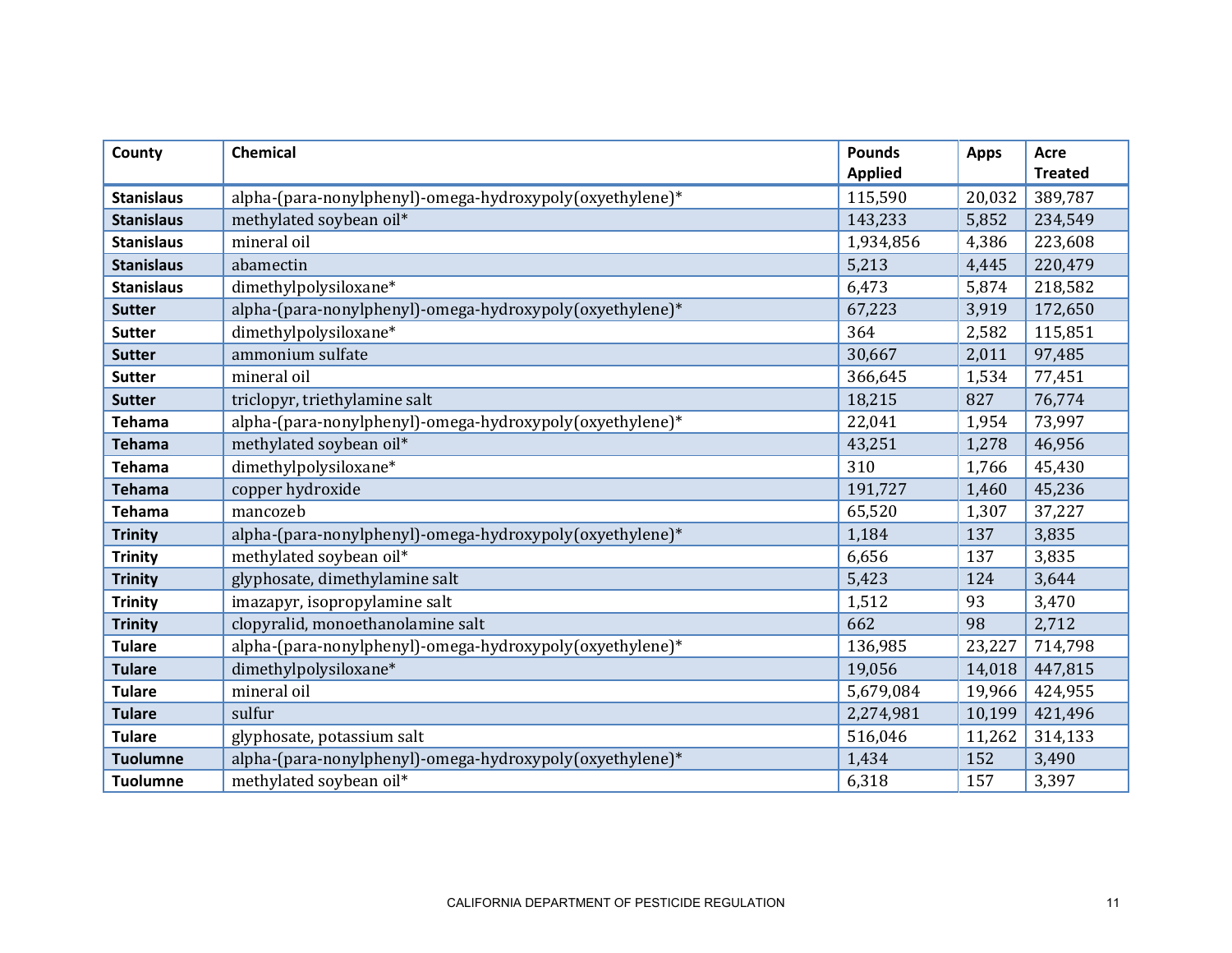| County | Chemical | Pounds Applied | Apps | Acre Treated |
|---|---|---|---|---|
| **Stanislaus** | alpha-(para-nonylphenyl)-omega-hydroxypoly(oxyethylene)* | 115,590 | 20,032 | 389,787 |
| **Stanislaus** | methylated soybean oil* | 143,233 | 5,852 | 234,549 |
| **Stanislaus** | mineral oil | 1,934,856 | 4,386 | 223,608 |
| **Stanislaus** | abamectin | 5,213 | 4,445 | 220,479 |
| **Stanislaus** | dimethylpolysiloxane* | 6,473 | 5,874 | 218,582 |
| **Sutter** | alpha-(para-nonylphenyl)-omega-hydroxypoly(oxyethylene)* | 67,223 | 3,919 | 172,650 |
| **Sutter** | dimethylpolysiloxane* | 364 | 2,582 | 115,851 |
| **Sutter** | ammonium sulfate | 30,667 | 2,011 | 97,485 |
| **Sutter** | mineral oil | 366,645 | 1,534 | 77,451 |
| **Sutter** | triclopyr, triethylamine salt | 18,215 | 827 | 76,774 |
| **Tehama** | alpha-(para-nonylphenyl)-omega-hydroxypoly(oxyethylene)* | 22,041 | 1,954 | 73,997 |
| **Tehama** | methylated soybean oil* | 43,251 | 1,278 | 46,956 |
| **Tehama** | dimethylpolysiloxane* | 310 | 1,766 | 45,430 |
| **Tehama** | copper hydroxide | 191,727 | 1,460 | 45,236 |
| **Tehama** | mancozeb | 65,520 | 1,307 | 37,227 |
| **Trinity** | alpha-(para-nonylphenyl)-omega-hydroxypoly(oxyethylene)* | 1,184 | 137 | 3,835 |
| **Trinity** | methylated soybean oil* | 6,656 | 137 | 3,835 |
| **Trinity** | glyphosate, dimethylamine salt | 5,423 | 124 | 3,644 |
| **Trinity** | imazapyr, isopropylamine salt | 1,512 | 93 | 3,470 |
| **Trinity** | clopyralid, monoethanolamine salt | 662 | 98 | 2,712 |
| **Tulare** | alpha-(para-nonylphenyl)-omega-hydroxypoly(oxyethylene)* | 136,985 | 23,227 | 714,798 |
| **Tulare** | dimethylpolysiloxane* | 19,056 | 14,018 | 447,815 |
| **Tulare** | mineral oil | 5,679,084 | 19,966 | 424,955 |
| **Tulare** | sulfur | 2,274,981 | 10,199 | 421,496 |
| **Tulare** | glyphosate, potassium salt | 516,046 | 11,262 | 314,133 |
| **Tuolumne** | alpha-(para-nonylphenyl)-omega-hydroxypoly(oxyethylene)* | 1,434 | 152 | 3,490 |
| **Tuolumne** | methylated soybean oil* | 6,318 | 157 | 3,397 |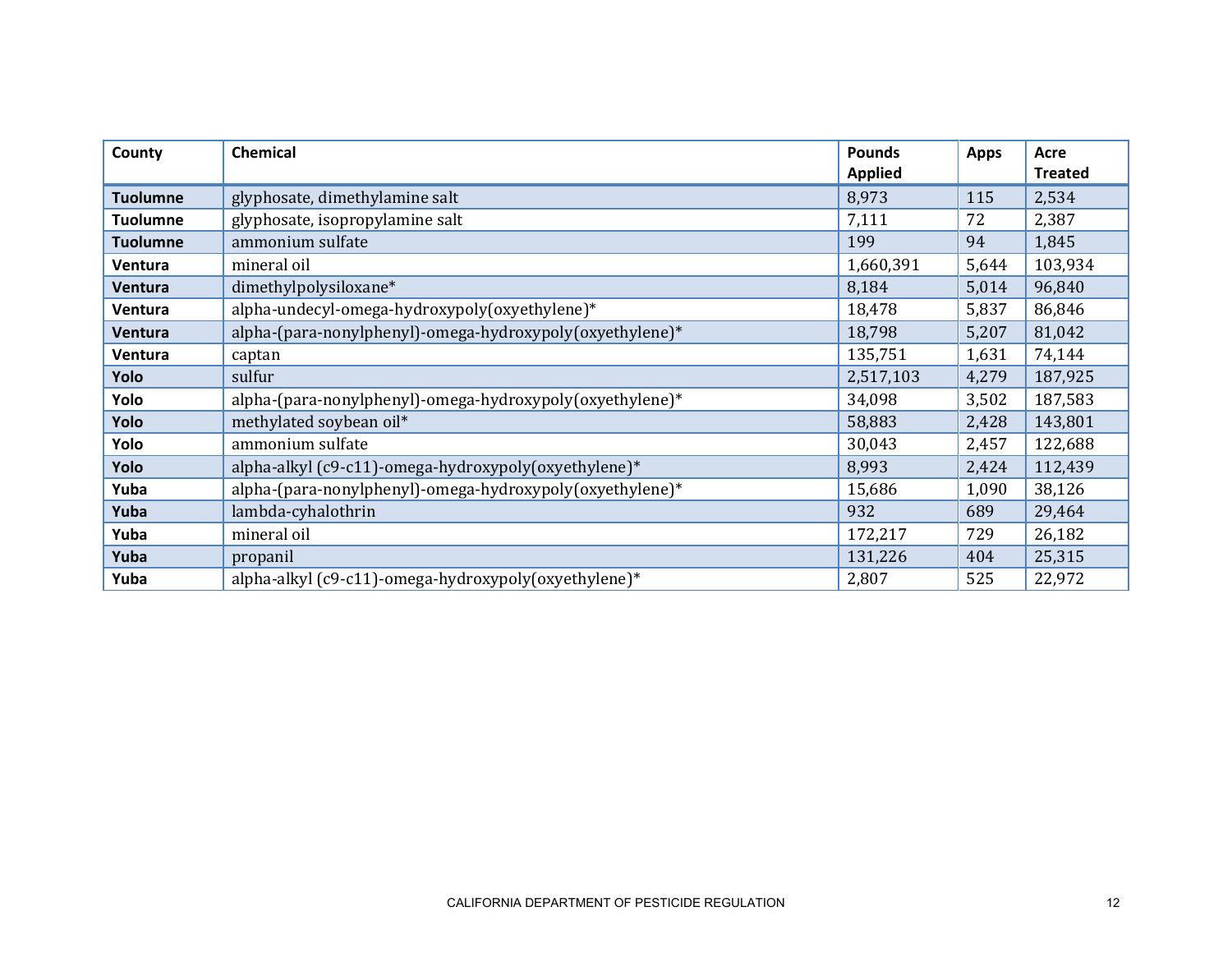| County | Chemical | Pounds Applied | Apps | Acre Treated |
|---|---|---|---|---|
| **Tuolumne** | glyphosate, dimethylamine salt | 8,973 | 115 | 2,534 |
| **Tuolumne** | glyphosate, isopropylamine salt | 7,111 | 72 | 2,387 |
| **Tuolumne** | ammonium sulfate | 199 | 94 | 1,845 |
| **Ventura** | mineral oil | 1,660,391 | 5,644 | 103,934 |
| **Ventura** | dimethylpolysiloxane* | 8,184 | 5,014 | 96,840 |
| **Ventura** | alpha-undecyl-omega-hydroxypoly(oxyethylene)* | 18,478 | 5,837 | 86,846 |
| **Ventura** | alpha-(para-nonylphenyl)-omega-hydroxypoly(oxyethylene)* | 18,798 | 5,207 | 81,042 |
| **Ventura** | captan | 135,751 | 1,631 | 74,144 |
| **Yolo** | sulfur | 2,517,103 | 4,279 | 187,925 |
| **Yolo** | alpha-(para-nonylphenyl)-omega-hydroxypoly(oxyethylene)* | 34,098 | 3,502 | 187,583 |
| **Yolo** | methylated soybean oil* | 58,883 | 2,428 | 143,801 |
| **Yolo** | ammonium sulfate | 30,043 | 2,457 | 122,688 |
| **Yolo** | alpha-alkyl (c9-c11)-omega-hydroxypoly(oxyethylene)* | 8,993 | 2,424 | 112,439 |
| **Yuba** | alpha-(para-nonylphenyl)-omega-hydroxypoly(oxyethylene)* | 15,686 | 1,090 | 38,126 |
| **Yuba** | lambda-cyhalothrin | 932 | 689 | 29,464 |
| **Yuba** | mineral oil | 172,217 | 729 | 26,182 |
| **Yuba** | propanil | 131,226 | 404 | 25,315 |
| **Yuba** | alpha-alkyl (c9-c11)-omega-hydroxypoly(oxyethylene)* | 2,807 | 525 | 22,972 |